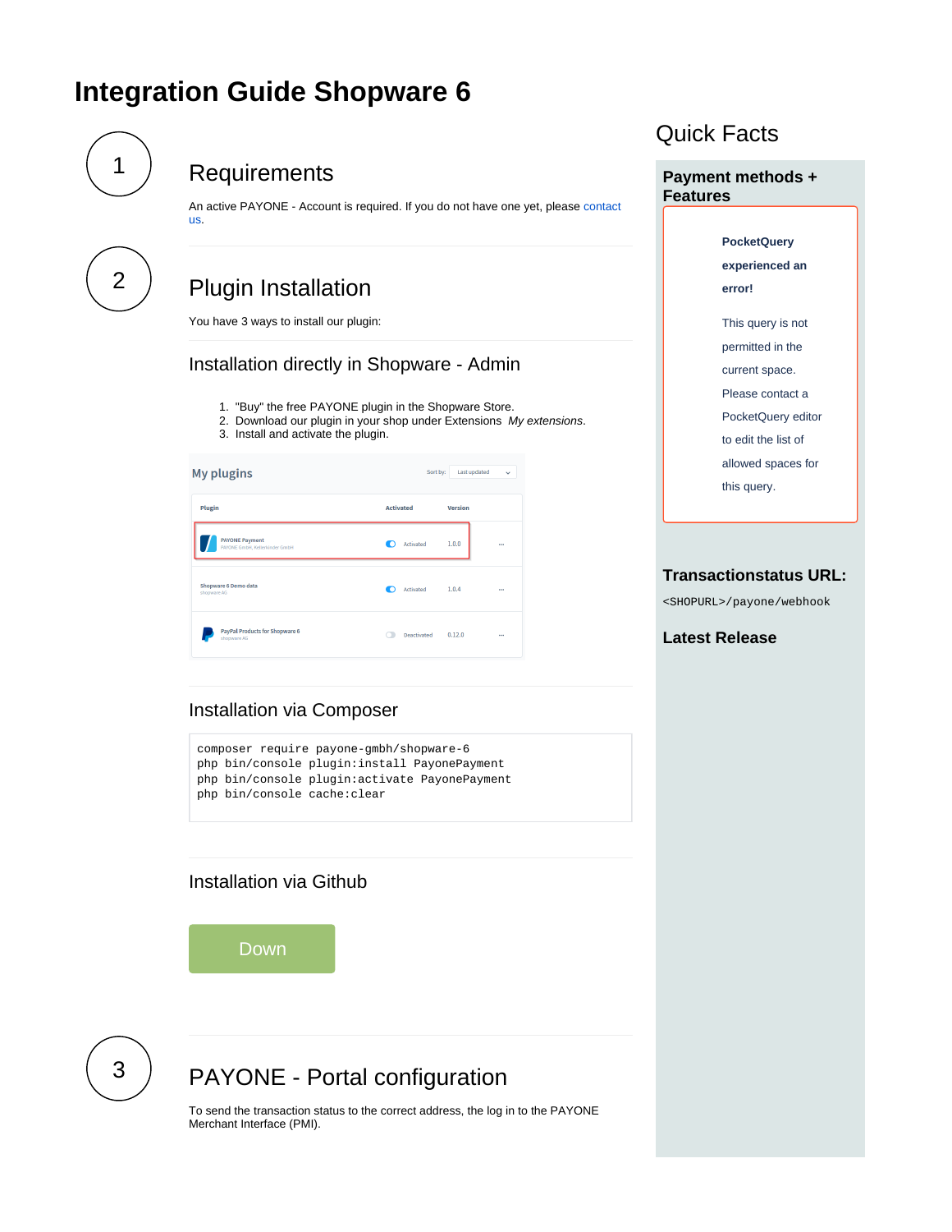# Integration Guide Shopware 6

1

## Requirements

An active PAYONE - Account is required. If you do not have one yet, please contact us.

2

## Plugin Installation

You have 3 ways to install our plugin:

### Installation directly in Shopware - Admin

1. "Buy" the free PAYONE plugin in the Shopware Store.
2. Download our plugin in your shop under Extensions *My extensions*.
3. Install and activate the plugin.

My plugins

Sort by: Last updated

| Plugin | Activated | Version | |
|---|---|---|---|
| PAYONE Payment<br>PAYONE GmbH, Kellerkinder GmbH | Activated | 1.0.0 | ... |
| Shopware 6 Demo data<br>shopware AG | Activated | 1.0.4 | ... |
| PayPal Products for Shopware 6<br>shopware AG | Deactivated | 0.12.0 | ... |

### Installation via Composer

```
composer require payone-gmbh/shopware-6
php bin/console plugin:install PayonePayment
php bin/console plugin:activate PayonePayment
php bin/console cache:clear
```

### Installation via Github

Down

3

## PAYONE - Portal configuration

To send the transaction status to the correct address, the log in to the PAYONE Merchant Interface (PMI).

## Quick Facts

### Payment methods + Features

**PocketQuery experienced an error!**

This query is not permitted in the current space. Please contact a PocketQuery editor to edit the list of allowed spaces for this query.

### Transactionstatus URL:

`<SHOPURL>/payone/webhook`

### Latest Release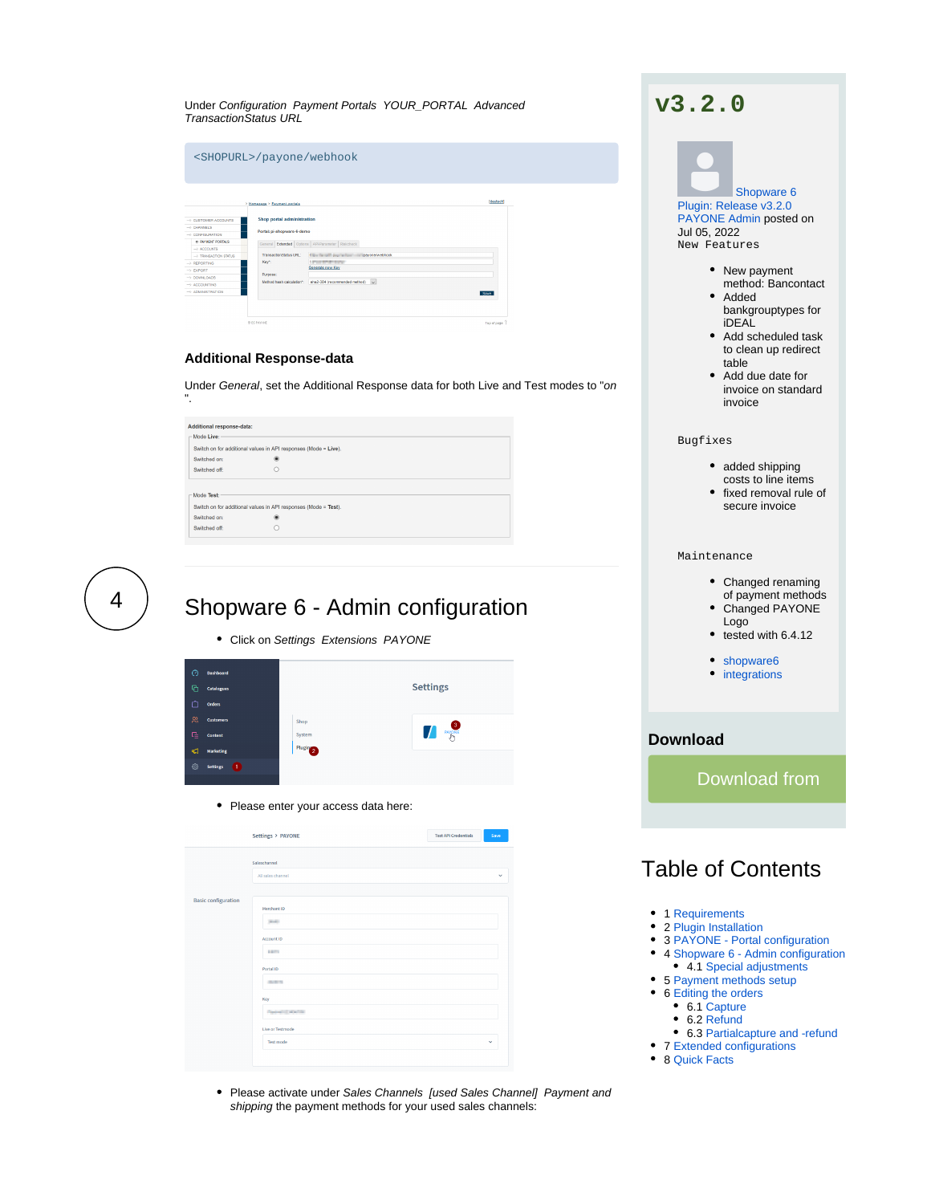Under *Configuration* *Payment Portals* *YOUR_PORTAL* *Advanced* *TransactionStatus URL*

```
<SHOPURL>/payone/webhook
```

### Additional Response-data

Under *General*, set the Additional Response data for both Live and Test modes to "*on*".

4

## Shopware 6 - Admin configuration

- Click on *Settings* *Extensions* *PAYONE*

- Please enter your access data here:

- Please activate under *Sales Channels* *[used Sales Channel]* *Payment and shipping* the payment methods for your used sales channels:

# v3.2.0

Shopware 6 Plugin: Release v3.2.0 PAYONE Admin posted on Jul 05, 2022

```
New Features
```

- New payment method: Bancontact
- Added bankgrouptypes for iDEAL
- Add scheduled task to clean up redirect table
- Add due date for invoice on standard invoice

```
Bugfixes
```

- added shipping costs to line items
- fixed removal rule of secure invoice

```
Maintenance
```

- Changed renaming of payment methods
- Changed PAYONE Logo
- tested with 6.4.12

- shopware6
- integrations

### Download

Download from

## Table of Contents

- 1 Requirements
- 2 Plugin Installation
- 3 PAYONE - Portal configuration
- 4 Shopware 6 - Admin configuration
  - 4.1 Special adjustments
- 5 Payment methods setup
- 6 Editing the orders
  - 6.1 Capture
  - 6.2 Refund
  - 6.3 Partialcapture and -refund
- 7 Extended configurations
- 8 Quick Facts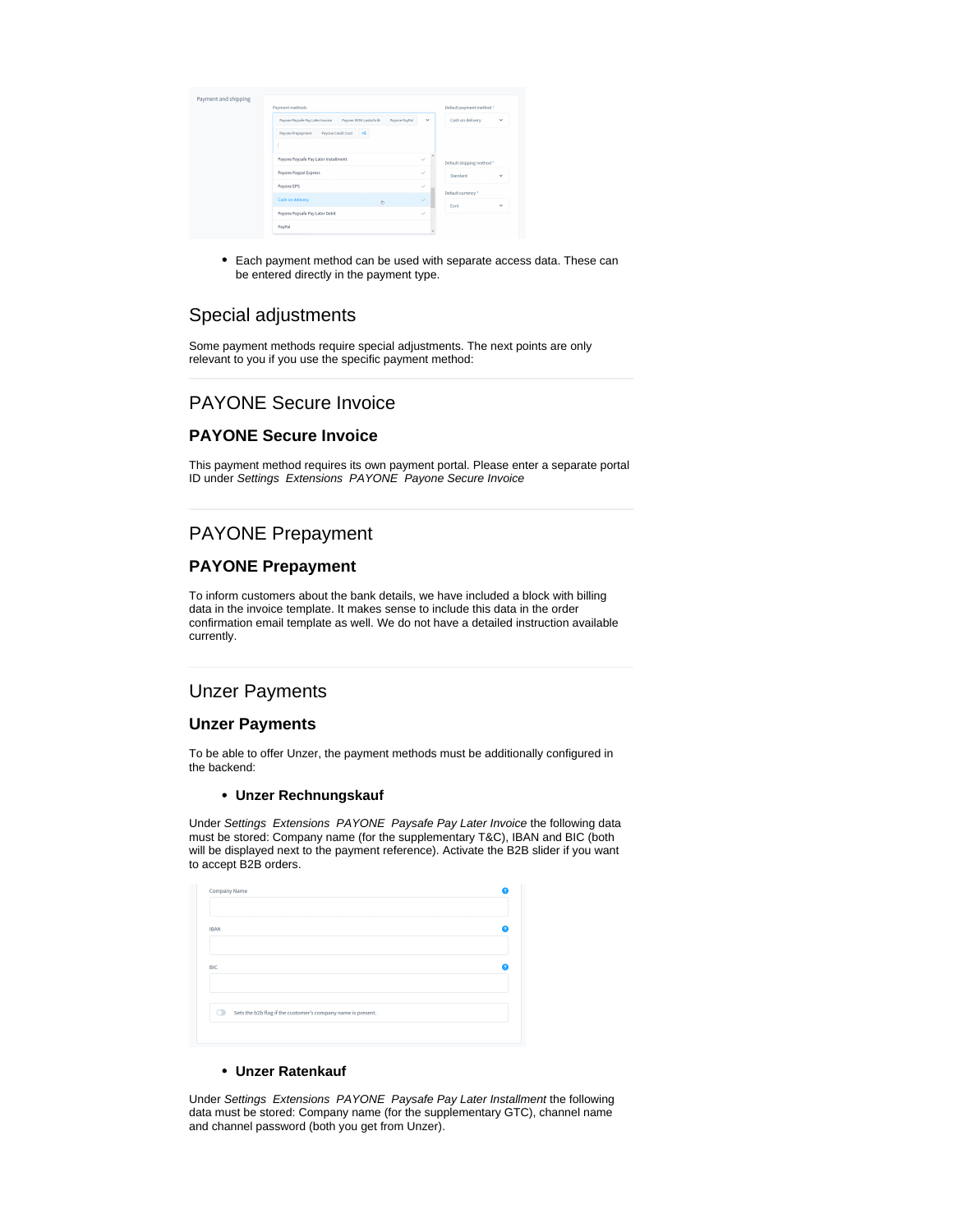- Each payment method can be used with separate access data. These can be entered directly in the payment type.

## Special adjustments

Some payment methods require special adjustments. The next points are only relevant to you if you use the specific payment method:

## PAYONE Secure Invoice

### PAYONE Secure Invoice

This payment method requires its own payment portal. Please enter a separate portal ID under *Settings Extensions PAYONE Payone Secure Invoice*

## PAYONE Prepayment

### PAYONE Prepayment

To inform customers about the bank details, we have included a block with billing data in the invoice template. It makes sense to include this data in the order confirmation email template as well. We do not have a detailed instruction available currently.

## Unzer Payments

### Unzer Payments

To be able to offer Unzer, the payment methods must be additionally configured in the backend:

- **Unzer Rechnungskauf**

Under *Settings Extensions PAYONE Paysafe Pay Later Invoice* the following data must be stored: Company name (for the supplementary T&C), IBAN and BIC (both will be displayed next to the payment reference). Activate the B2B slider if you want to accept B2B orders.

- **Unzer Ratenkauf**

Under *Settings Extensions PAYONE Paysafe Pay Later Installment* the following data must be stored: Company name (for the supplementary GTC), channel name and channel password (both you get from Unzer).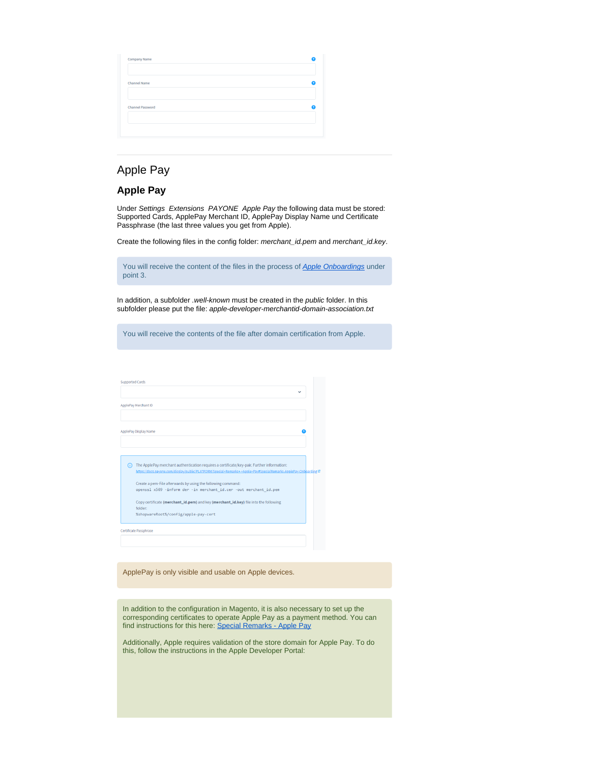Company Name

Channel Name

Channel Password

---

# Apple Pay

## Apple Pay

Under *Settings Extensions PAYONE Apple Pay* the following data must be stored: Supported Cards, ApplePay Merchant ID, ApplePay Display Name und Certificate Passphrase (the last three values you get from Apple).

Create the following files in the config folder: *merchant_id.pem* and *merchant_id.key*.

> You will receive the content of the files in the process of *[Apple Onboardings]()* under point 3.

In addition, a subfolder *.well-known* must be created in the *public* folder. In this subfolder please put the file: *apple-developer-merchantid-domain-association.txt*

> You will receive the contents of the file after domain certification from Apple.

Supported Cards

ApplePay Merchant ID

ApplePay Display Name

The ApplePay merchant authentication requires a certificate/key-pair. Further information: https://docs.payone.com/display/public/PLATFORM/Special+Remarks+-+Apple+Pay#SpecialRemarks.ApplePay-Onboarding

Create a pem-File afterwards by using the following command:

```
openssl x509 -inform der -in merchant_id.cer -out merchant_id.pem
```

Copy certificate **(merchant_id.pem)** and key **(merchant_id.key)** file into the following folder:

```
%shopwareRoot%/config/apple-pay-cert
```

Certificate Passphrase

> ApplePay is only visible and usable on Apple devices.

> In addition to the configuration in Magento, it is also necessary to set up the corresponding certificates to operate Apple Pay as a payment method. You can find instructions for this here: [Special Remarks - Apple Pay]()
>
> Additionally, Apple requires validation of the store domain for Apple Pay. To do this, follow the instructions in the Apple Developer Portal: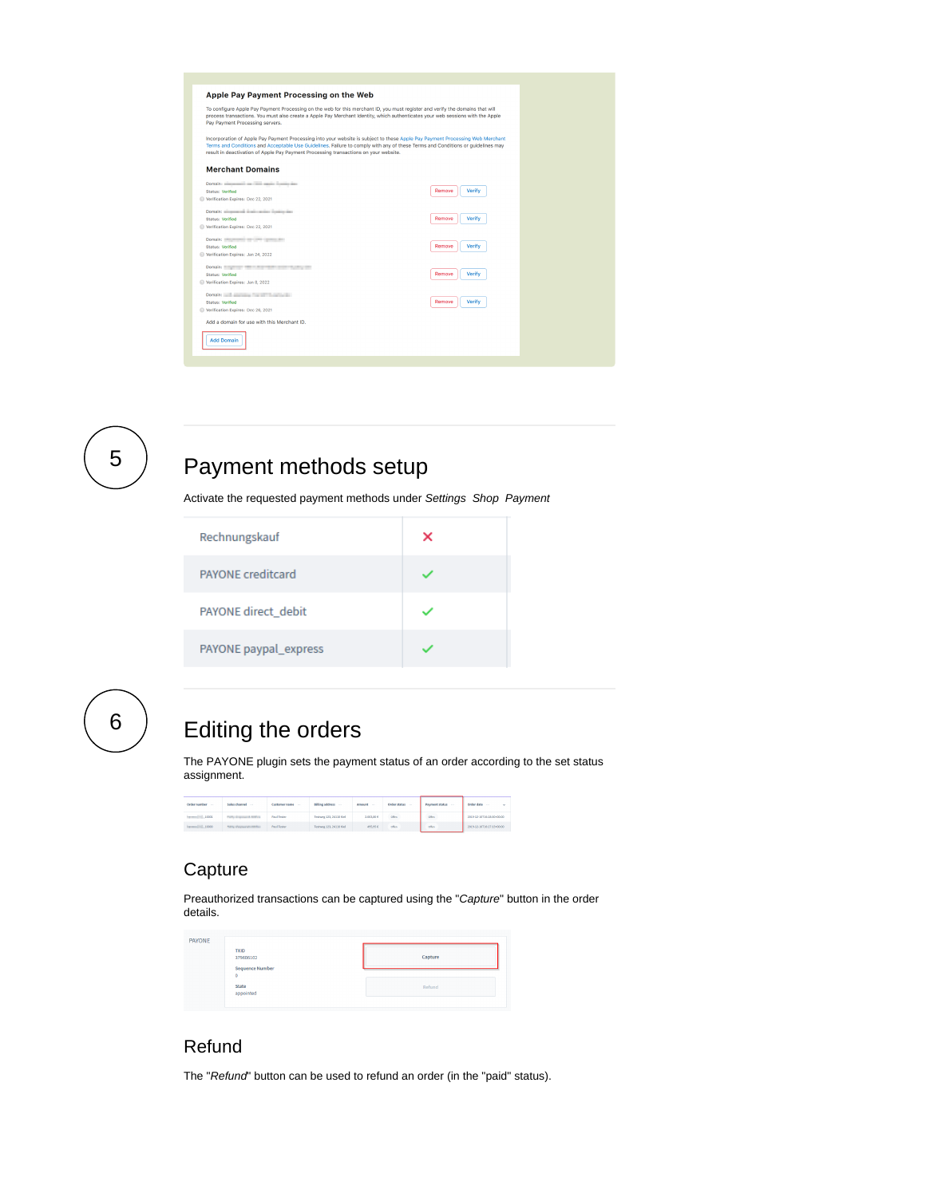## Apple Pay Payment Processing on the Web

To configure Apple Pay Payment Processing on the web for this merchant ID, you must register and verify the domains that will process transactions. You must also create a Apple Pay Merchant Identity, which authenticates your web sessions with the Apple Pay Payment Processing servers.

Incorporation of Apple Pay Payment Processing into your website is subject to these Apple Pay Payment Processing Web Merchant Terms and Conditions and Acceptable Use Guidelines. Failure to comply with any of these Terms and Conditions or guidelines may result in deactivation of Apple Pay Payment Processing transactions on your website.

### Merchant Domains

Domain:
Status: Verified
Verification Expires: Dec 22, 2021

Domain:
Status: Verified
Verification Expires: Dec 22, 2021

Domain:
Status: Verified
Verification Expires: Jun 24, 2022

Domain:
Status: Verified
Verification Expires: Jun 8, 2022

Domain:
Status: Verified
Verification Expires: Dec 26, 2021

Add a domain for use with this Merchant ID.

Add Domain

5

# Payment methods setup

Activate the requested payment methods under *Settings Shop Payment*

| | |
|---|---|
| Rechnungskauf | ✗ |
| PAYONE creditcard | ✓ |
| PAYONE direct_debit | ✓ |
| PAYONE paypal_express | ✓ |

6

# Editing the orders

The PAYONE plugin sets the payment status of an order according to the set status assignment.

| Order number | Sales channel | Customer name | Billing address | Amount | Order status | Payment status | Order date |
|---|---|---|---|---|---|---|---|
| | | | | | | | |
| | | | | | | | |

## Capture

Preauthorized transactions can be captured using the "*Capture*" button in the order details.

PAYONE

TXID
3756006102

Sequence Number
0

State
appointed

Capture

Refund

## Refund

The "*Refund*" button can be used to refund an order (in the "paid" status).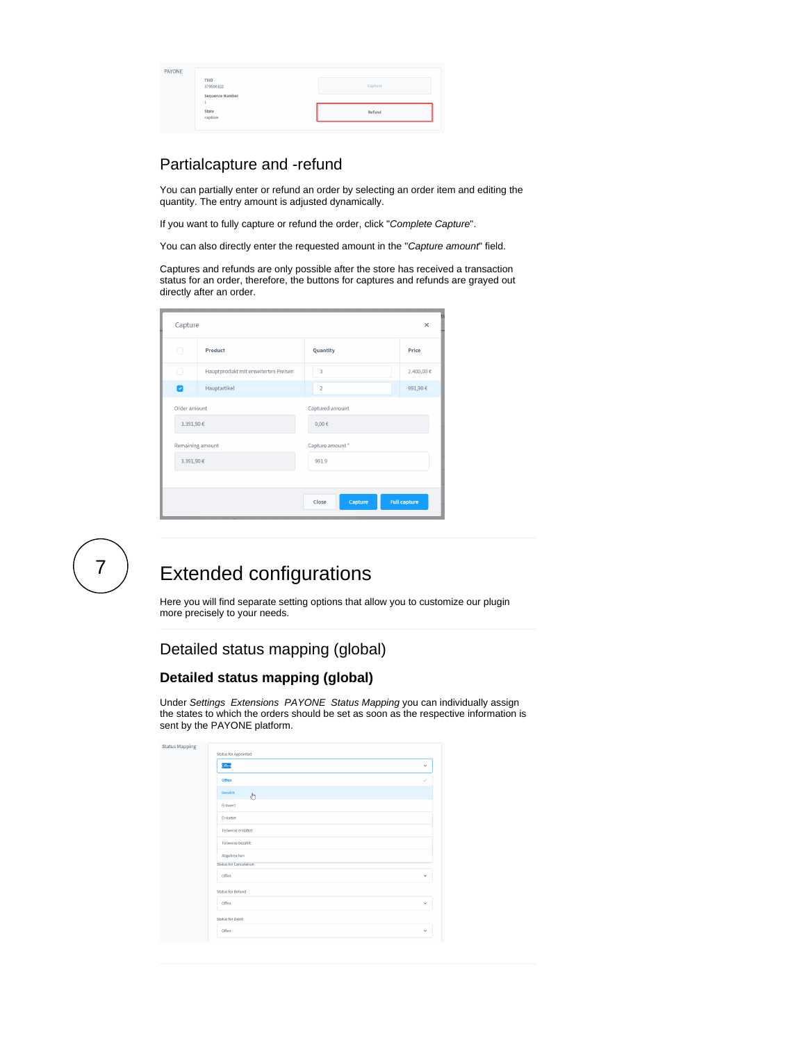## Partialcapture and -refund

You can partially enter or refund an order by selecting an order item and editing the quantity. The entry amount is adjusted dynamically.

If you want to fully capture or refund the order, click "*Complete Capture*".

You can also directly enter the requested amount in the "*Capture amount*" field.

Captures and refunds are only possible after the store has received a transaction status for an order, therefore, the buttons for captures and refunds are grayed out directly after an order.

7

# Extended configurations

Here you will find separate setting options that allow you to customize our plugin more precisely to your needs.

## Detailed status mapping (global)

### Detailed status mapping (global)

Under *Settings Extensions PAYONE Status Mapping* you can individually assign the states to which the orders should be set as soon as the respective information is sent by the PAYONE platform.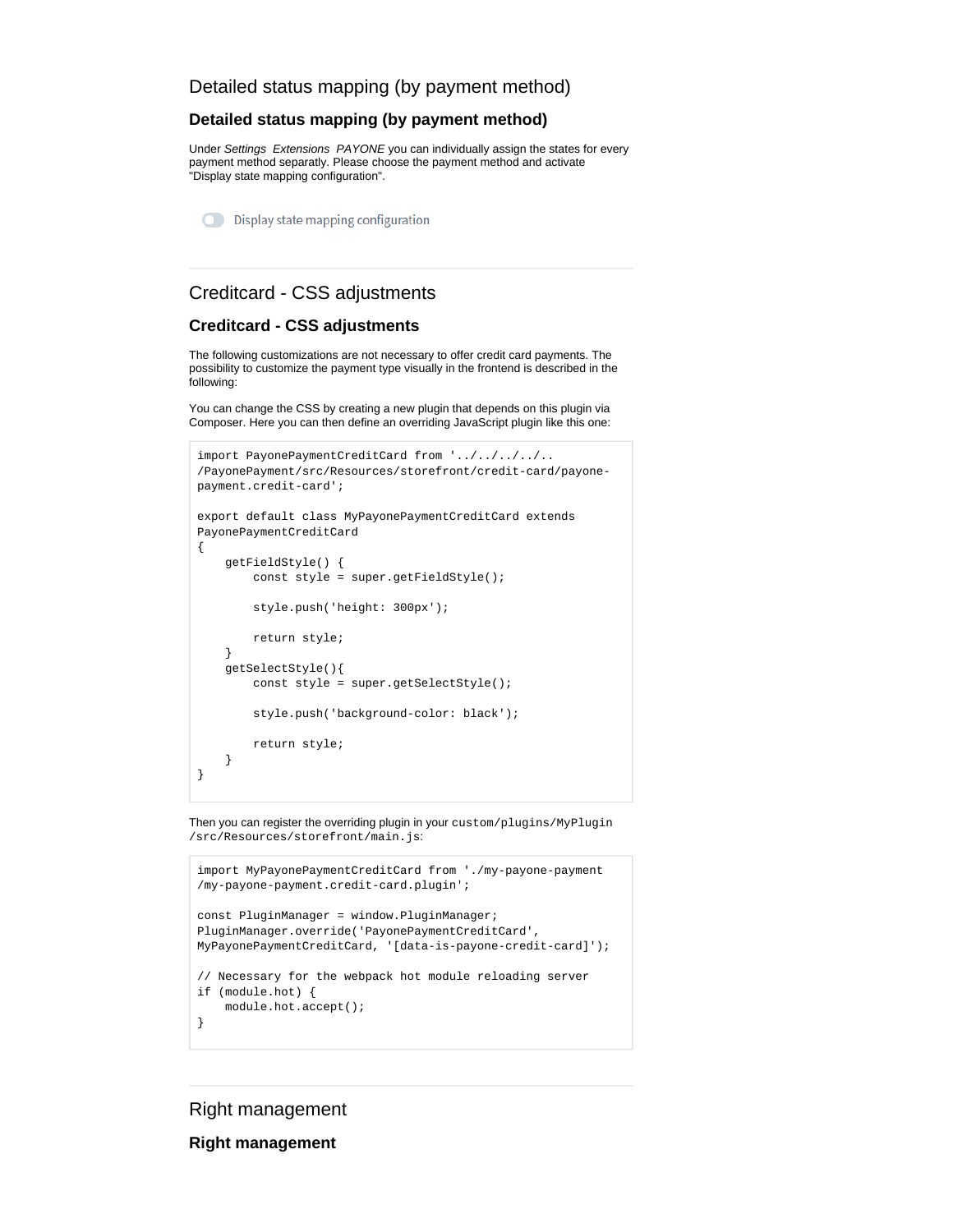# Detailed status mapping (by payment method)

## Detailed status mapping (by payment method)

Under *Settings Extensions PAYONE* you can individually assign the states for every payment method separatly. Please choose the payment method and activate "Display state mapping configuration".

Display state mapping configuration

# Creditcard - CSS adjustments

## Creditcard - CSS adjustments

The following customizations are not necessary to offer credit card payments. The possibility to customize the payment type visually in the frontend is described in the following:

You can change the CSS by creating a new plugin that depends on this plugin via Composer. Here you can then define an overriding JavaScript plugin like this one:

```
import PayonePaymentCreditCard from '../../../../..
/PayonePayment/src/Resources/storefront/credit-card/payone-
payment.credit-card';

export default class MyPayonePaymentCreditCard extends
PayonePaymentCreditCard
{
    getFieldStyle() {
        const style = super.getFieldStyle();

        style.push('height: 300px');

        return style;
    }
    getSelectStyle(){
        const style = super.getSelectStyle();

        style.push('background-color: black');

        return style;
    }
}
```

Then you can register the overriding plugin in your `custom/plugins/MyPlugin/src/Resources/storefront/main.js`:

```
import MyPayonePaymentCreditCard from './my-payone-payment
/my-payone-payment.credit-card.plugin';

const PluginManager = window.PluginManager;
PluginManager.override('PayonePaymentCreditCard',
MyPayonePaymentCreditCard, '[data-is-payone-credit-card]');

// Necessary for the webpack hot module reloading server
if (module.hot) {
    module.hot.accept();
}
```

# Right management

## Right management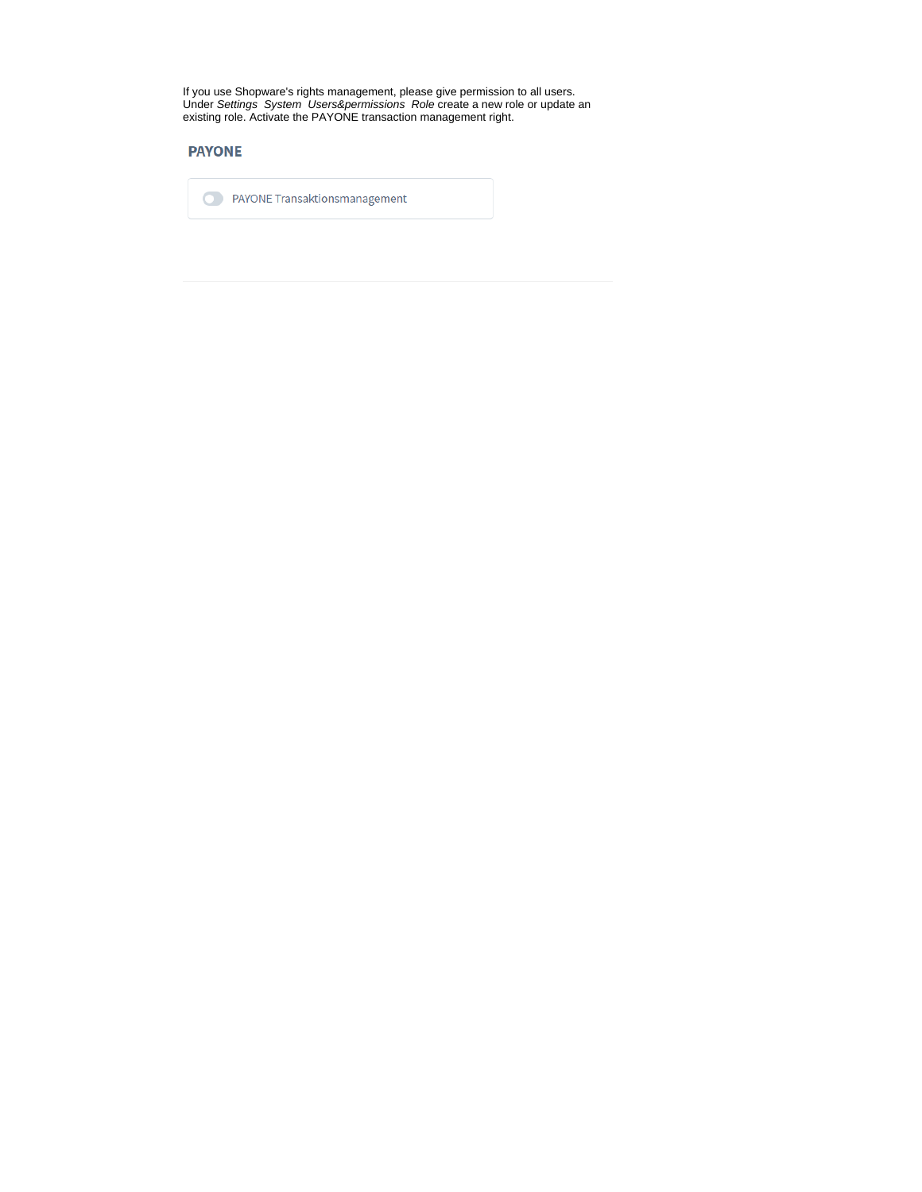If you use Shopware's rights management, please give permission to all users. Under *Settings System Users&permissions Role* create a new role or update an existing role. Activate the PAYONE transaction management right.

**PAYONE**

PAYONE Transaktionsmanagement